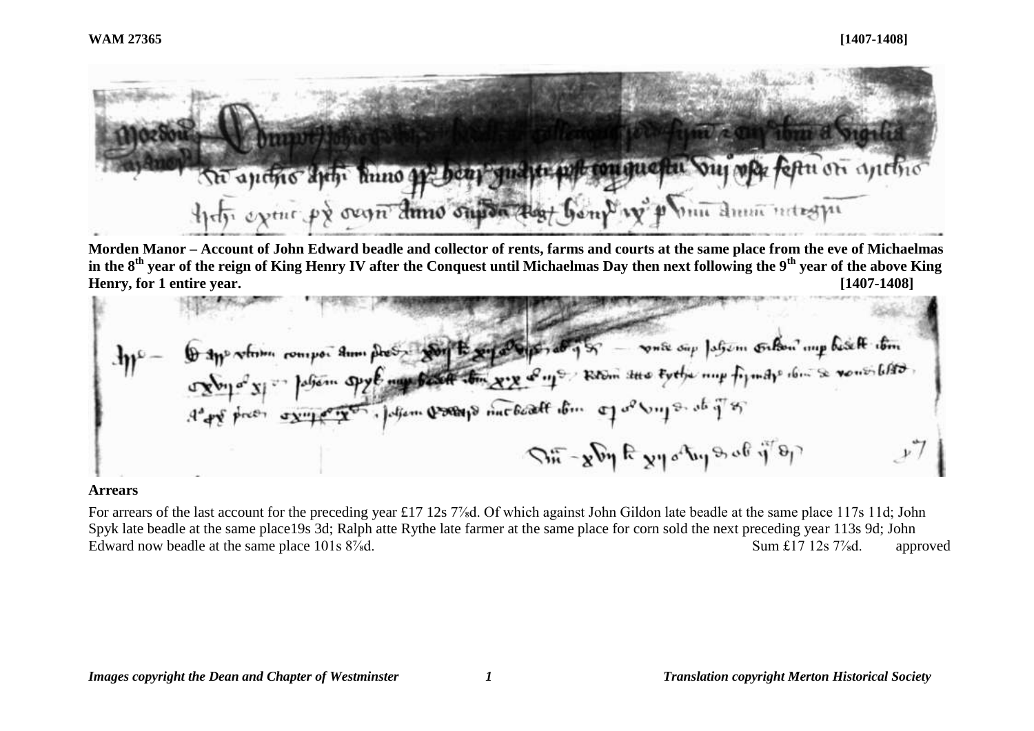**WAM 27365** **[1407-1408]**

**Morden Manor – Account of John Edward beadle and collector of rents, farms and courts at the same place from the eve of Michaelmas in the 8th year of the reign of King Henry IV after the Conquest until Michaelmas Day then next following the 9th year of the above King Henry, for 1 entire year.** **[1407-1408]**

**Arrears**

For arrears of the last account for the preceding year £17 12s 7⅞d. Of which against John Gildon late beadle at the same place 117s 11d; John Spyk late beadle at the same place19s 3d; Ralph atte Rythe late farmer at the same place for corn sold the next preceding year 113s 9d; John Edward now beadle at the same place 101s 8⅞d. Sum £17 12s 7⅞d. approved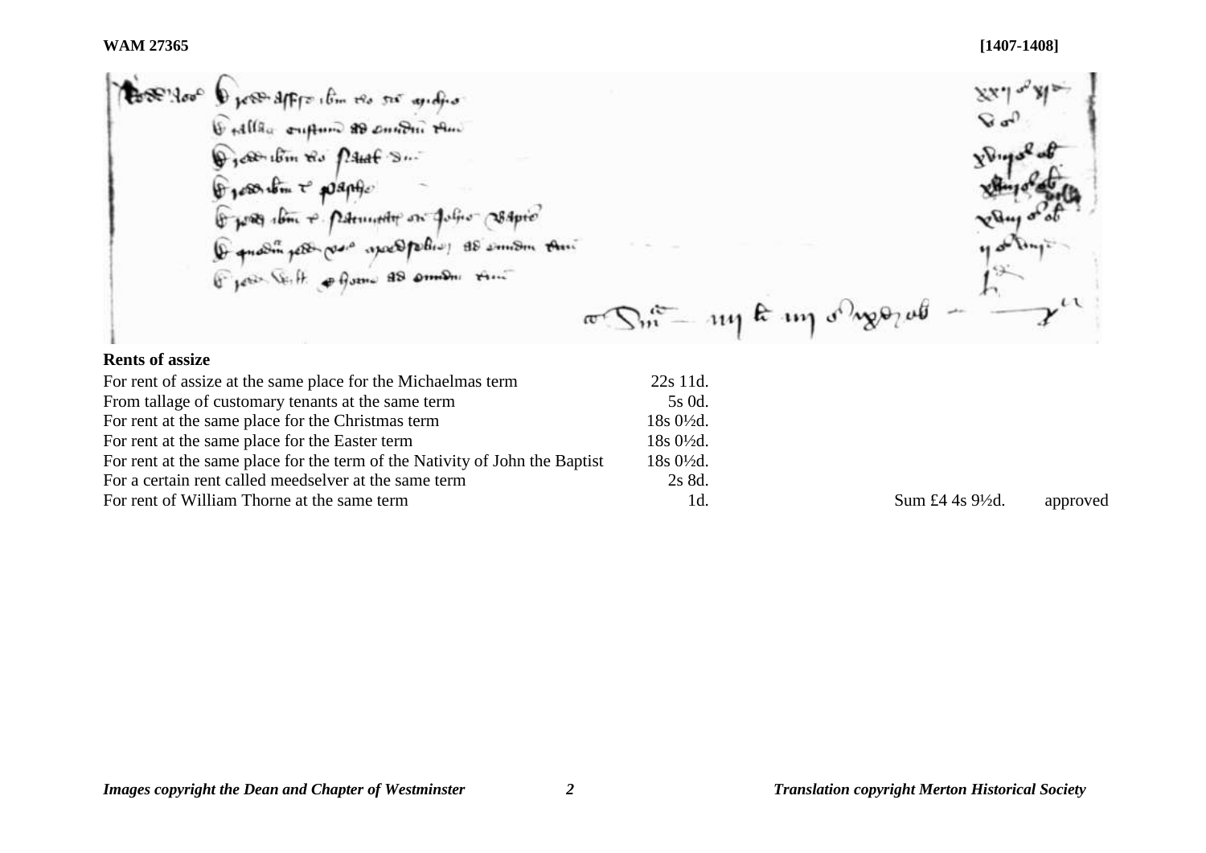## Rents of assize

| | | | |
|---|---|---|---|
| For rent of assize at the same place for the Michaelmas term | 22s 11d. | | |
| From tallage of customary tenants at the same term | 5s 0d. | | |
| For rent at the same place for the Christmas term | 18s 0½d. | | |
| For rent at the same place for the Easter term | 18s 0½d. | | |
| For rent at the same place for the term of the Nativity of John the Baptist | 18s 0½d. | | |
| For a certain rent called meedselver at the same term | 2s 8d. | | |
| For rent of William Thorne at the same term | 1d. | Sum £4 4s 9½d. | approved |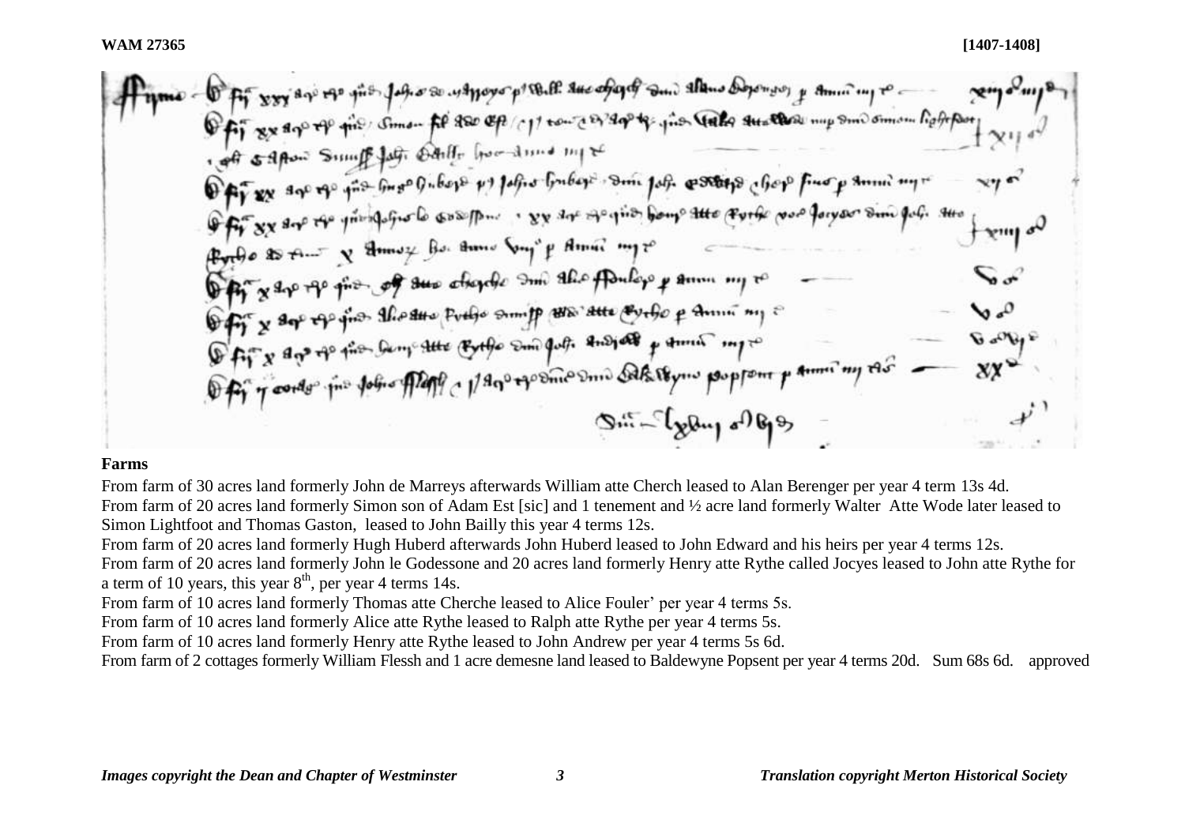**WAM 27365** **[1407-1408]**

## Farms

From farm of 30 acres land formerly John de Marreys afterwards William atte Cherch leased to Alan Berenger per year 4 term 13s 4d.
From farm of 20 acres land formerly Simon son of Adam Est [sic] and 1 tenement and ½ acre land formerly Walter Atte Wode later leased to Simon Lightfoot and Thomas Gaston, leased to John Bailly this year 4 terms 12s.
From farm of 20 acres land formerly Hugh Huberd afterwards John Huberd leased to John Edward and his heirs per year 4 terms 12s.
From farm of 20 acres land formerly John le Godessone and 20 acres land formerly Henry atte Rythe called Jocyes leased to John atte Rythe for a term of 10 years, this year 8th, per year 4 terms 14s.
From farm of 10 acres land formerly Thomas atte Cherche leased to Alice Fouler' per year 4 terms 5s.
From farm of 10 acres land formerly Alice atte Rythe leased to Ralph atte Rythe per year 4 terms 5s.
From farm of 10 acres land formerly Henry atte Rythe leased to John Andrew per year 4 terms 5s 6d.
From farm of 2 cottages formerly William Flessh and 1 acre demesne land leased to Baldewyne Popsent per year 4 terms 20d. Sum 68s 6d. approved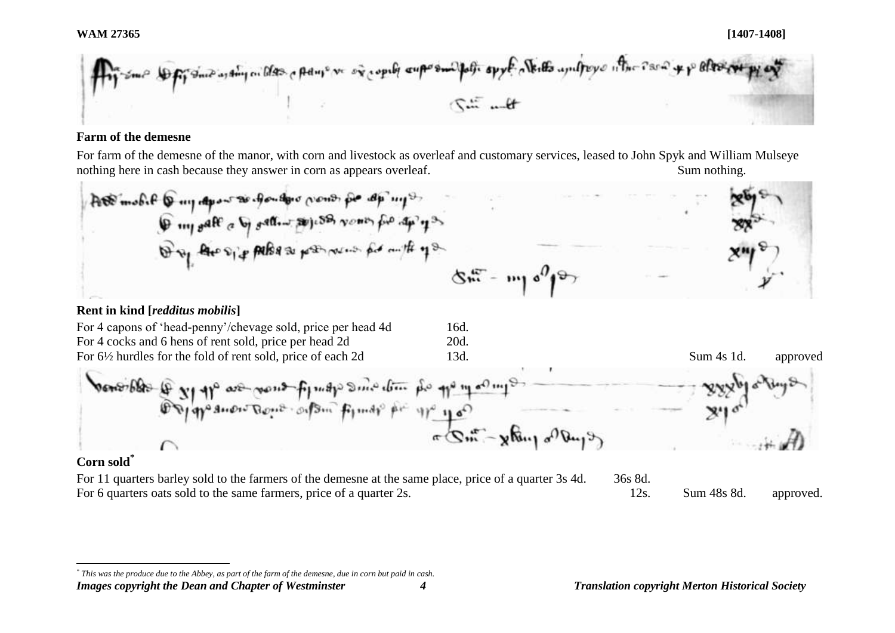**WAM 27365** **[1407-1408]**

### Farm of the demesne

For farm of the demesne of the manor, with corn and livestock as overleaf and customary services, leased to John Spyk and William Mulseye nothing here in cash because they answer in corn as appears overleaf. Sum nothing.

### Rent in kind [*redditus mobilis*]

| | | | |
|---|---|---|---|
| For 4 capons of 'head-penny'/chevage sold, price per head 4d | 16d. | | |
| For 4 cocks and 6 hens of rent sold, price per head 2d | 20d. | | |
| For 6½ hurdles for the fold of rent sold, price of each 2d | 13d. | Sum 4s 1d. | approved |

### Corn sold*

| | | | |
|---|---|---|---|
| For 11 quarters barley sold to the farmers of the demesne at the same place, price of a quarter 3s 4d. | 36s 8d. | | |
| For 6 quarters oats sold to the same farmers, price of a quarter 2s. | 12s. | Sum 48s 8d. | approved. |

\* *This was the produce due to the Abbey, as part of the farm of the demesne, due in corn but paid in cash.*

*Images copyright the Dean and Chapter of Westminster* *Translation copyright Merton Historical Society*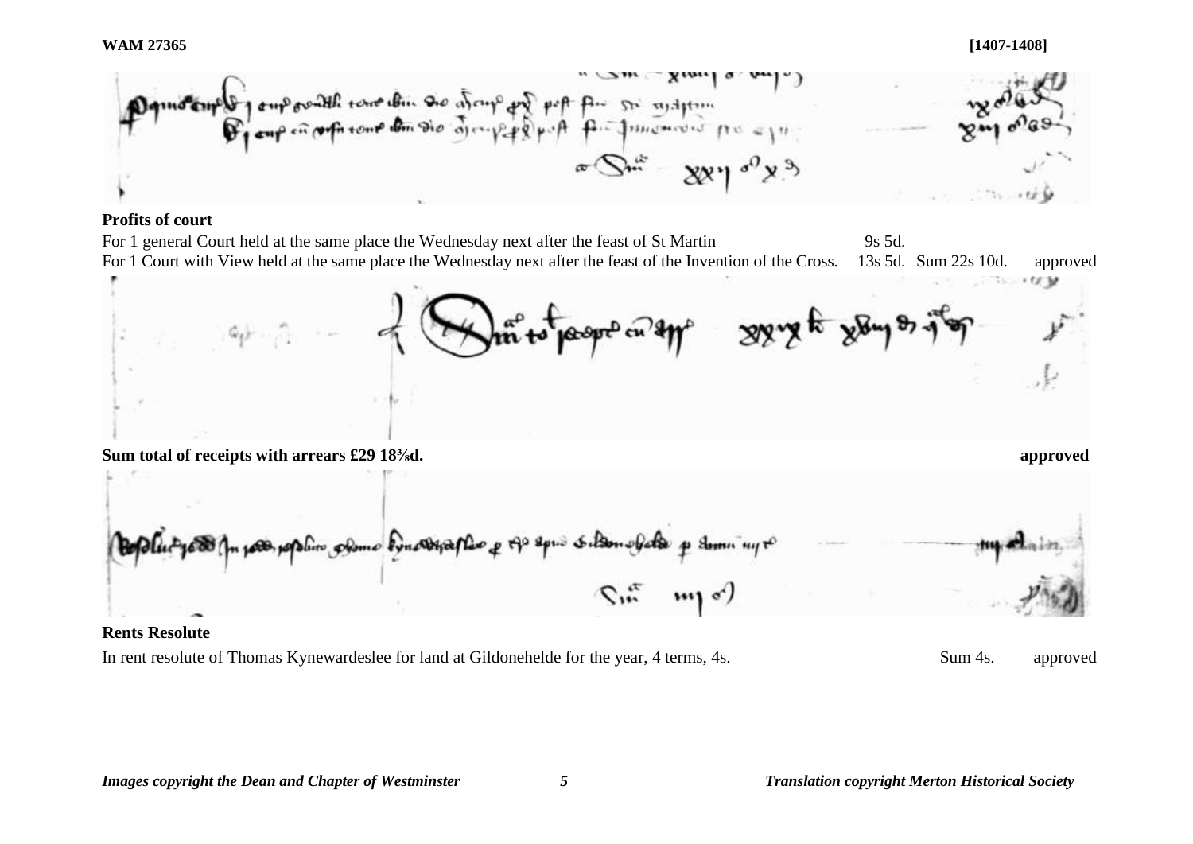**Profits of court**

For 1 general Court held at the same place the Wednesday next after the feast of St Martin 9s 5d.

For 1 Court with View held at the same place the Wednesday next after the feast of the Invention of the Cross. 13s 5d. Sum 22s 10d. approved

**Sum total of receipts with arrears £29 18⅜d.** **approved**

**Rents Resolute**

In rent resolute of Thomas Kynewardeslee for land at Gildonehelde for the year, 4 terms, 4s. Sum 4s. approved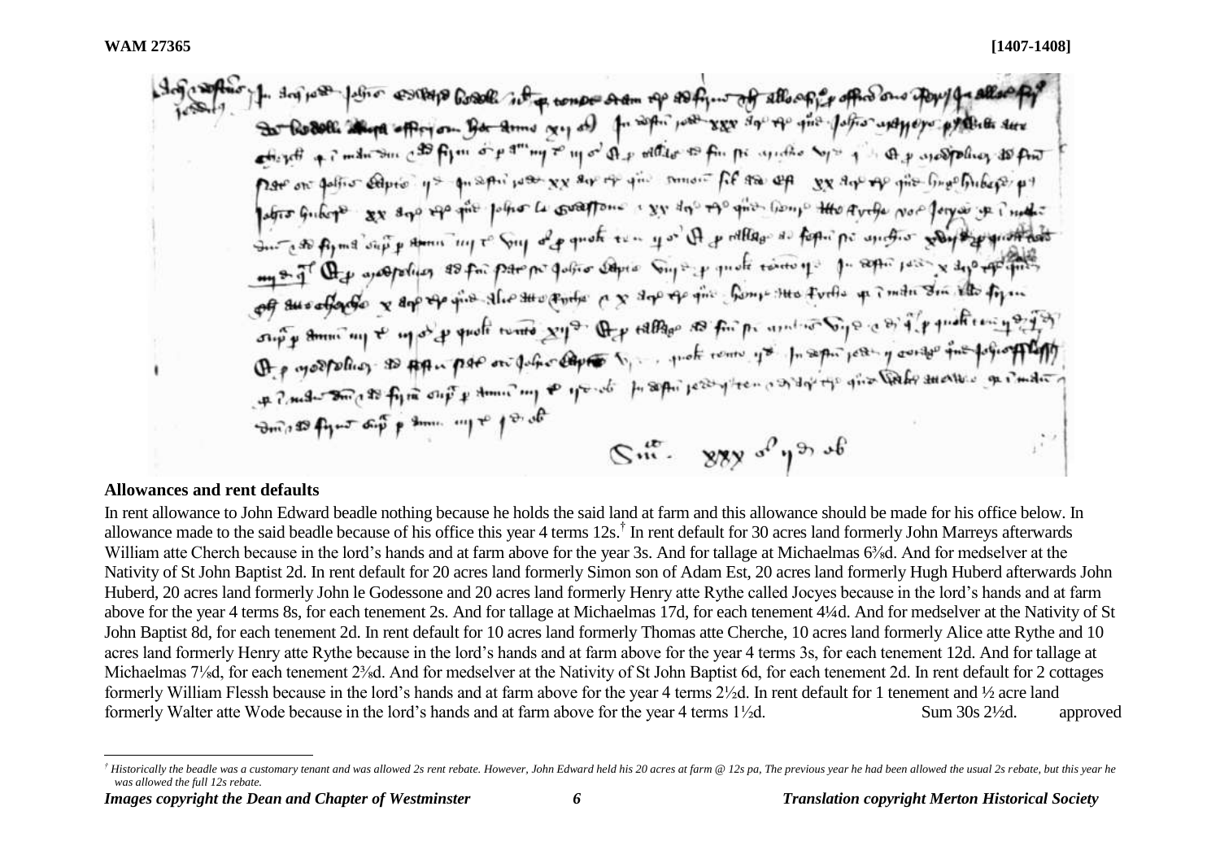WAM 27365 [1407-1408]

## Allowances and rent defaults

In rent allowance to John Edward beadle nothing because he holds the said land at farm and this allowance should be made for his office below. In allowance made to the said beadle because of his office this year 4 terms 12s.[†] In rent default for 30 acres land formerly John Marreys afterwards William atte Cherch because in the lord's hands and at farm above for the year 3s. And for tallage at Michaelmas 6⅜d. And for medselver at the Nativity of St John Baptist 2d. In rent default for 20 acres land formerly Simon son of Adam Est, 20 acres land formerly Hugh Huberd afterwards John Huberd, 20 acres land formerly John le Godessone and 20 acres land formerly Henry atte Rythe called Jocyes because in the lord's hands and at farm above for the year 4 terms 8s, for each tenement 2s. And for tallage at Michaelmas 17d, for each tenement 4¼d. And for medselver at the Nativity of St John Baptist 8d, for each tenement 2d. In rent default for 10 acres land formerly Thomas atte Cherche, 10 acres land formerly Alice atte Rythe and 10 acres land formerly Henry atte Rythe because in the lord's hands and at farm above for the year 4 terms 3s, for each tenement 12d. And for tallage at Michaelmas 7⅛d, for each tenement 2⅜d. And for medselver at the Nativity of St John Baptist 6d, for each tenement 2d. In rent default for 2 cottages formerly William Flessh because in the lord's hands and at farm above for the year 4 terms 2½d. In rent default for 1 tenement and ½ acre land formerly Walter atte Wode because in the lord's hands and at farm above for the year 4 terms 1½d. Sum 30s 2½d. approved

[†] Historically the beadle was a customary tenant and was allowed 2s rent rebate. However, John Edward held his 20 acres at farm @ 12s pa, The previous year he had been allowed the usual 2s rebate, but this year he was allowed the full 12s rebate.

*Images copyright the Dean and Chapter of Westminster* *Translation copyright Merton Historical Society*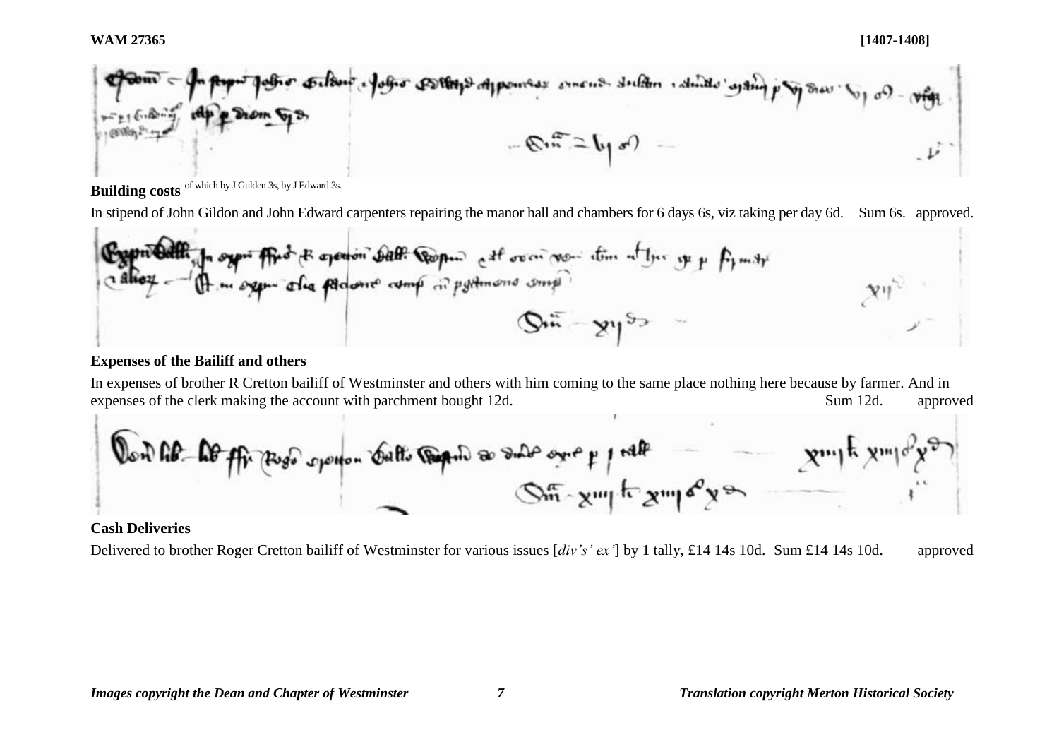**Building costs** of which by J Gulden 3s, by J Edward 3s.

In stipend of John Gildon and John Edward carpenters repairing the manor hall and chambers for 6 days 6s, viz taking per day 6d. Sum 6s. approved.

### Expenses of the Bailiff and others

In expenses of brother R Cretton bailiff of Westminster and others with him coming to the same place nothing here because by farmer. And in expenses of the clerk making the account with parchment bought 12d. Sum 12d. approved

### Cash Deliveries

Delivered to brother Roger Cretton bailiff of Westminster for various issues [*div's' ex'*] by 1 tally, £14 14s 10d. Sum £14 14s 10d. approved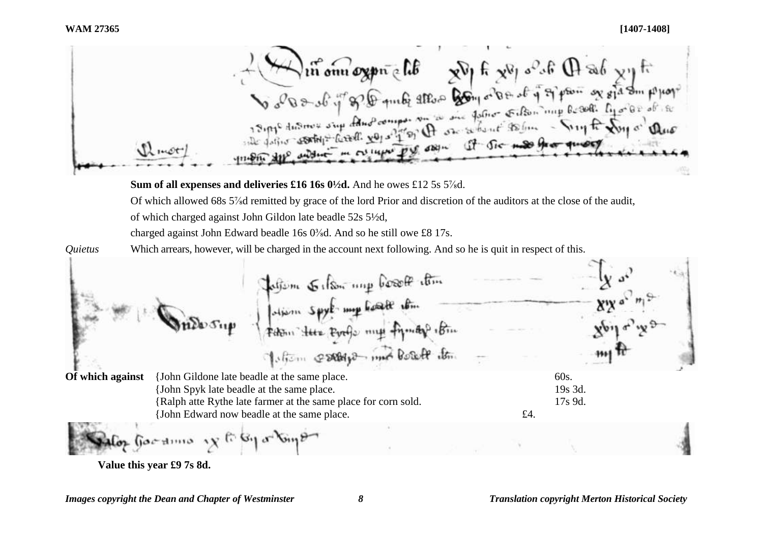**Sum of all expenses and deliveries £16 16s 0½d.** And he owes £12 5s 5⅞d.

Of which allowed 68s 5⅞d remitted by grace of the lord Prior and discretion of the auditors at the close of the audit,

of which charged against John Gildon late beadle 52s 5½d,

charged against John Edward beadle 16s 0⅜d. And so he still owe £8 17s.

*Quietus* Which arrears, however, will be charged in the account next following. And so he is quit in respect of this.

| | | | |
|---|---|---|---|
| **Of which against** | {John Gildone late beadle at the same place. | | 60s. |
| | {John Spyk late beadle at the same place. | | 19s 3d. |
| | {Ralph atte Rythe late farmer at the same place for corn sold. | | 17s 9d. |
| | {John Edward now beadle at the same place. | £4. | |

**Value this year £9 7s 8d.**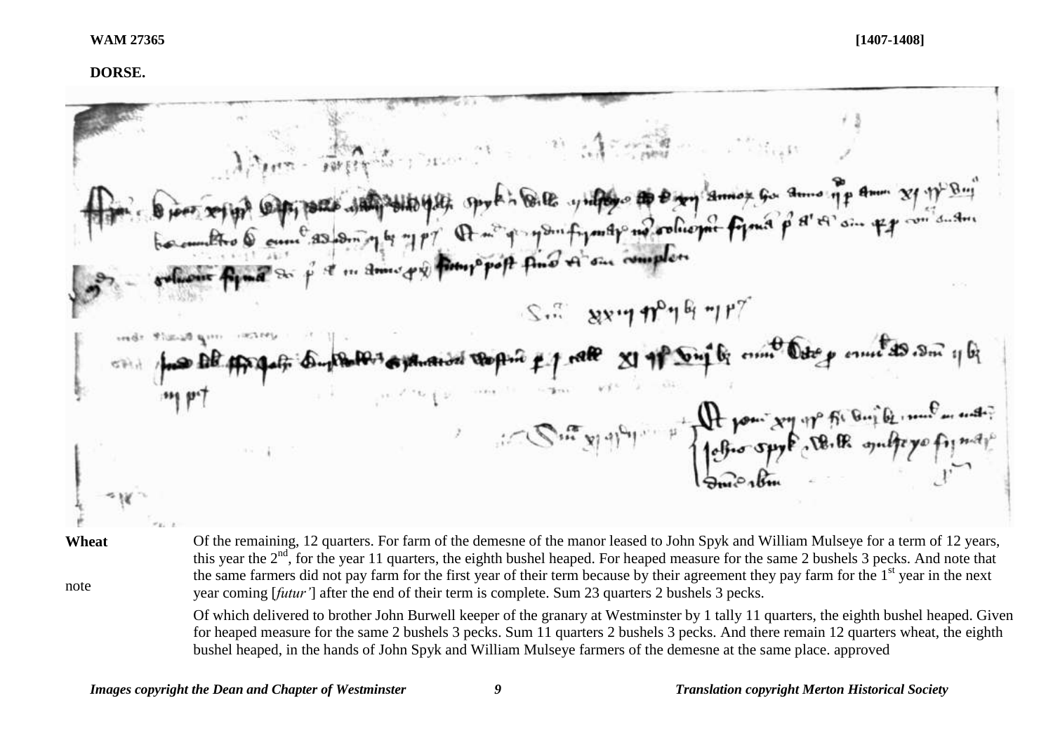**WAM 27365** **[1407-1408]**

**DORSE.**

**Wheat** Of the remaining, 12 quarters. For farm of the demesne of the manor leased to John Spyk and William Mulseye for a term of 12 years, this year the 2nd, for the year 11 quarters, the eighth bushel heaped. For heaped measure for the same 2 bushels 3 pecks. And note that the same farmers did not pay farm for the first year of their term because by their agreement they pay farm for the 1st year in the next year coming [*futur'*] after the end of their term is complete. Sum 23 quarters 2 bushels 3 pecks.

note

Of which delivered to brother John Burwell keeper of the granary at Westminster by 1 tally 11 quarters, the eighth bushel heaped. Given for heaped measure for the same 2 bushels 3 pecks. Sum 11 quarters 2 bushels 3 pecks. And there remain 12 quarters wheat, the eighth bushel heaped, in the hands of John Spyk and William Mulseye farmers of the demesne at the same place. approved

*Images copyright the Dean and Chapter of Westminster* *Translation copyright Merton Historical Society*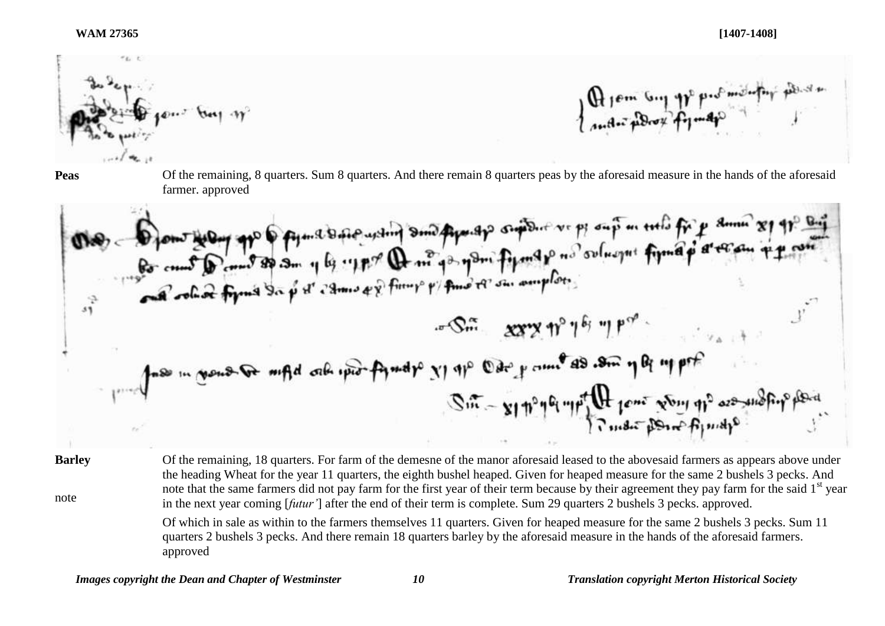**Peas** Of the remaining, 8 quarters. Sum 8 quarters. And there remain 8 quarters peas by the aforesaid measure in the hands of the aforesaid farmer. approved

**Barley** Of the remaining, 18 quarters. For farm of the demesne of the manor aforesaid leased to the abovesaid farmers as appears above under the heading Wheat for the year 11 quarters, the eighth bushel heaped. Given for heaped measure for the same 2 bushels 3 pecks. And note that the same farmers did not pay farm for the first year of their term because by their agreement they pay farm for the said 1st year in the next year coming [*futur'*] after the end of their term is complete. Sum 29 quarters 2 bushels 3 pecks. approved.

note

Of which in sale as within to the farmers themselves 11 quarters. Given for heaped measure for the same 2 bushels 3 pecks. Sum 11 quarters 2 bushels 3 pecks. And there remain 18 quarters barley by the aforesaid measure in the hands of the aforesaid farmers. approved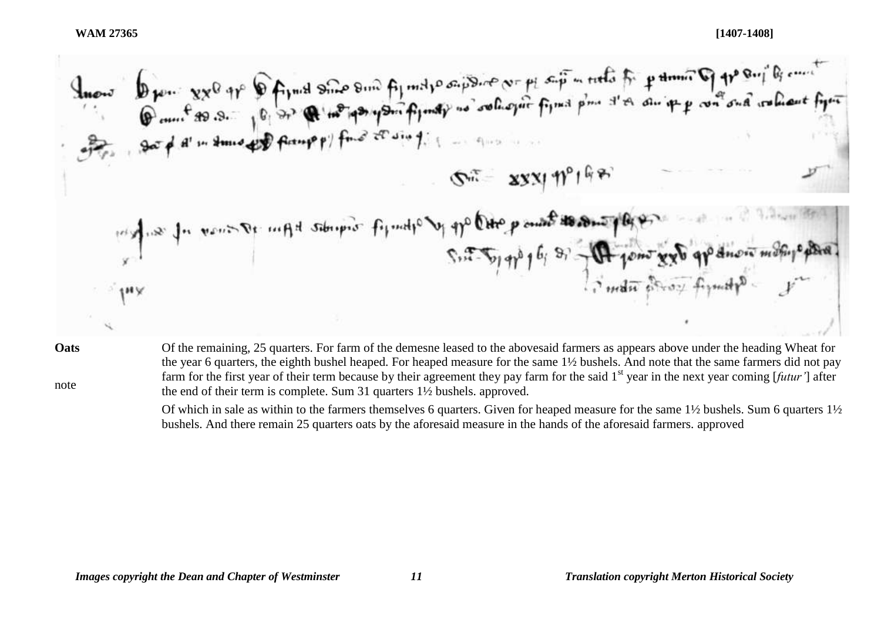**WAM 27365** **[1407-1408]**

**Oats** Of the remaining, 25 quarters. For farm of the demesne leased to the abovesaid farmers as appears above under the heading Wheat for the year 6 quarters, the eighth bushel heaped. For heaped measure for the same 1½ bushels. And note that the same farmers did not pay farm for the first year of their term because by their agreement they pay farm for the said 1st year in the next year coming [*futur'*] after the end of their term is complete. Sum 31 quarters 1½ bushels. approved.

note

Of which in sale as within to the farmers themselves 6 quarters. Given for heaped measure for the same 1½ bushels. Sum 6 quarters 1½ bushels. And there remain 25 quarters oats by the aforesaid measure in the hands of the aforesaid farmers. approved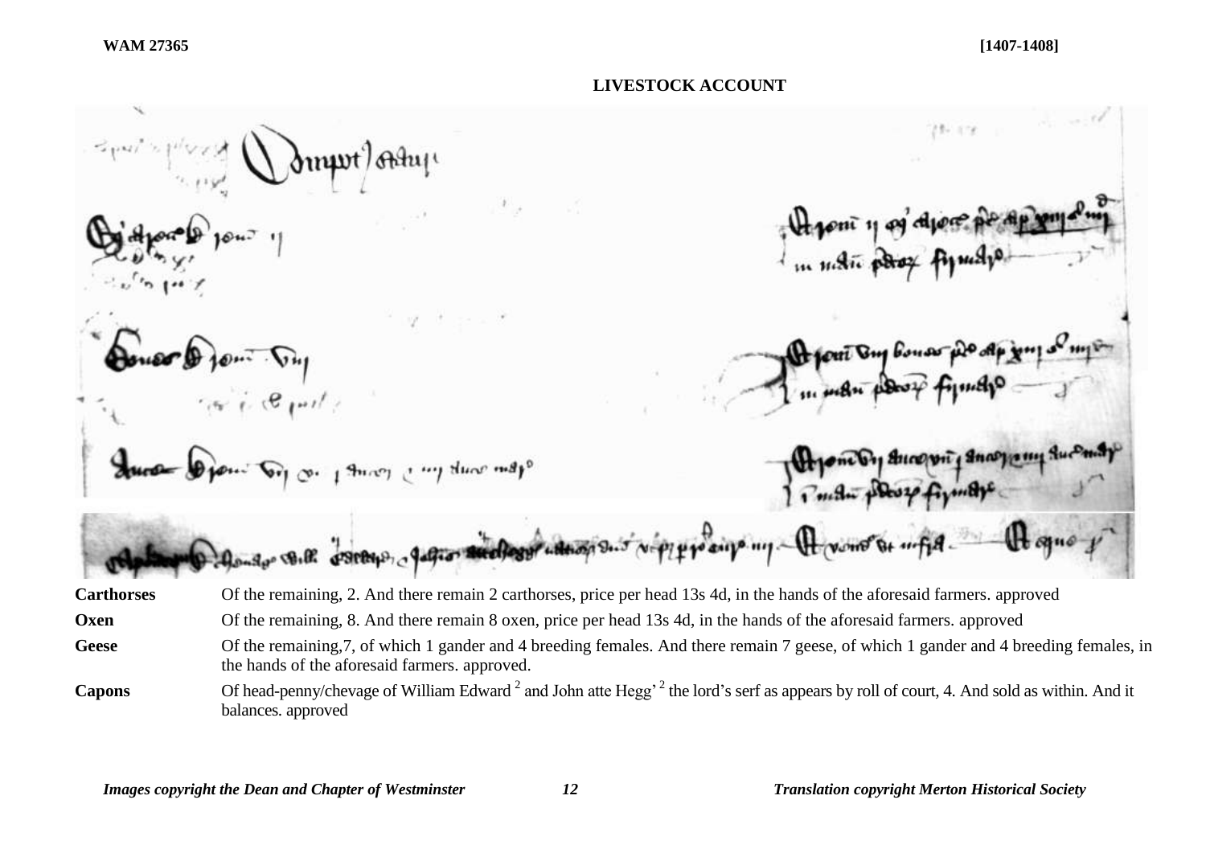## LIVESTOCK ACCOUNT

| | |
|---|---|
| **Carthorses** | Of the remaining, 2. And there remain 2 carthorses, price per head 13s 4d, in the hands of the aforesaid farmers. approved |
| **Oxen** | Of the remaining, 8. And there remain 8 oxen, price per head 13s 4d, in the hands of the aforesaid farmers. approved |
| **Geese** | Of the remaining,7, of which 1 gander and 4 breeding females. And there remain 7 geese, of which 1 gander and 4 breeding females, in the hands of the aforesaid farmers. approved. |
| **Capons** | Of head-penny/chevage of William Edward [2] and John atte Hegg' [2] the lord's serf as appears by roll of court, 4. And sold as within. And it balances. approved |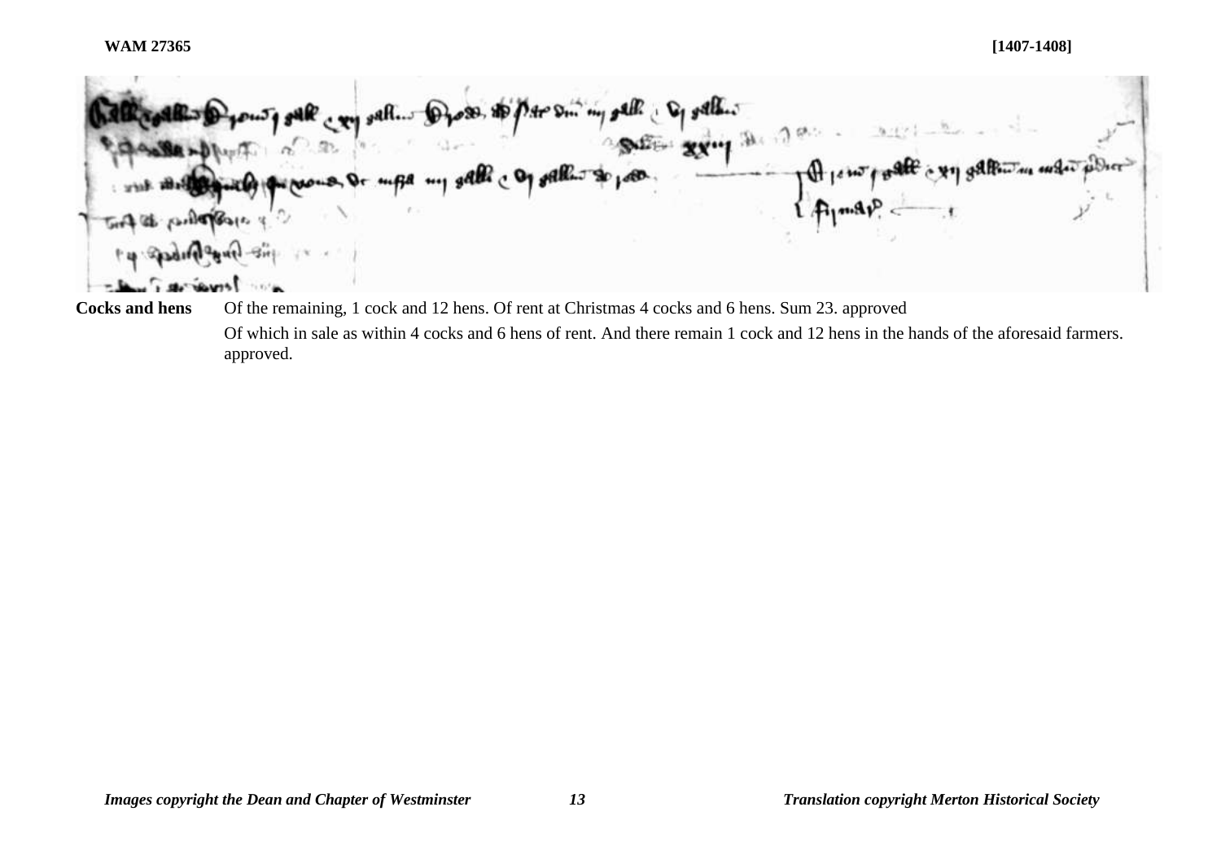**WAM 27365** **[1407-1408]**

**Cocks and hens** Of the remaining, 1 cock and 12 hens. Of rent at Christmas 4 cocks and 6 hens. Sum 23. approved

Of which in sale as within 4 cocks and 6 hens of rent. And there remain 1 cock and 12 hens in the hands of the aforesaid farmers. approved.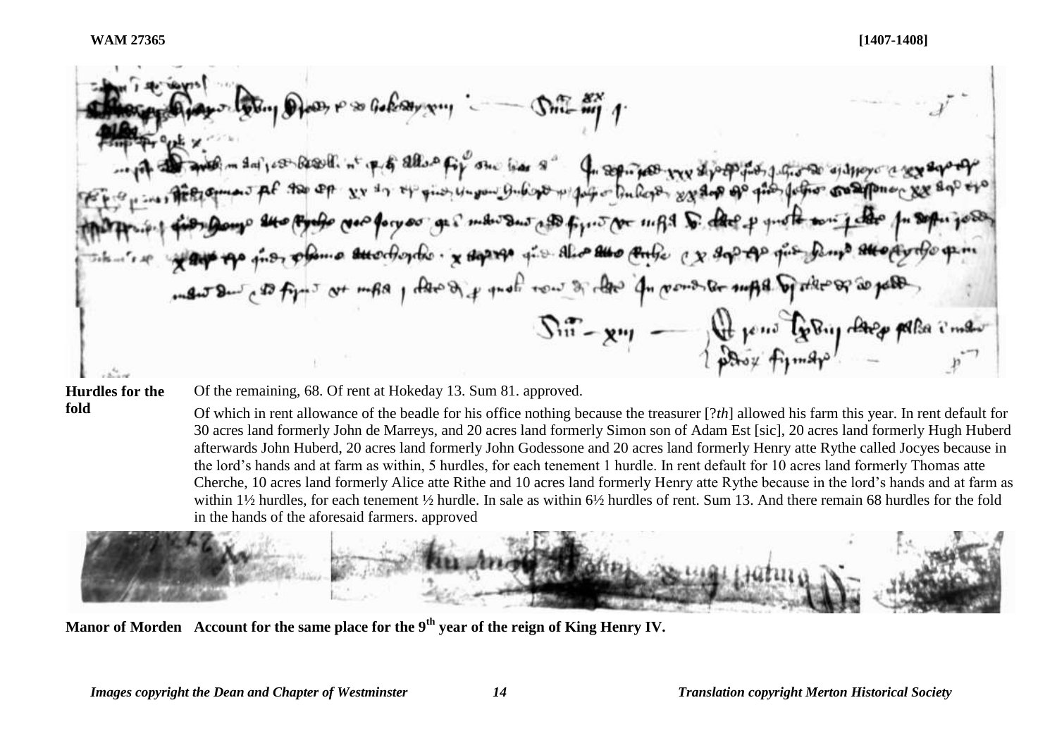**WAM 27365** **[1407-1408]**

**Hurdles for the fold**

Of the remaining, 68. Of rent at Hokeday 13. Sum 81. approved.

Of which in rent allowance of the beadle for his office nothing because the treasurer [?*th*] allowed his farm this year. In rent default for 30 acres land formerly John de Marreys, and 20 acres land formerly Simon son of Adam Est [sic], 20 acres land formerly Hugh Huberd afterwards John Huberd, 20 acres land formerly John Godessone and 20 acres land formerly Henry atte Rythe called Jocyes because in the lord's hands and at farm as within, 5 hurdles, for each tenement 1 hurdle. In rent default for 10 acres land formerly Thomas atte Cherche, 10 acres land formerly Alice atte Rithe and 10 acres land formerly Henry atte Rythe because in the lord's hands and at farm as within 1½ hurdles, for each tenement ½ hurdle. In sale as within 6½ hurdles of rent. Sum 13. And there remain 68 hurdles for the fold in the hands of the aforesaid farmers. approved

**Manor of Morden Account for the same place for the 9th year of the reign of King Henry IV.**